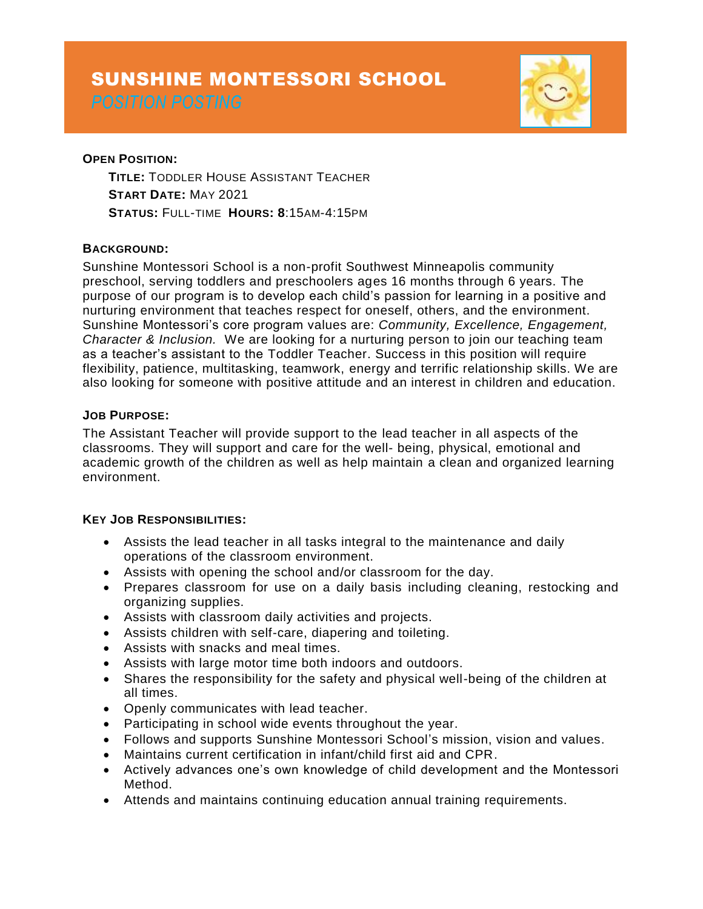# SUNSHINE MONTESSORI SCHOOL

*POSITION POSTING*

**OPEN POSITION:**

**TITLE:** TODDLER HOUSE ASSISTANT TEACHER
**START DATE:** MAY 2021
**STATUS:** FULL-TIME **HOURS: 8**:15AM-4:15PM

**BACKGROUND:**

Sunshine Montessori School is a non-profit Southwest Minneapolis community preschool, serving toddlers and preschoolers ages 16 months through 6 years. The purpose of our program is to develop each child's passion for learning in a positive and nurturing environment that teaches respect for oneself, others, and the environment. Sunshine Montessori's core program values are: *Community, Excellence, Engagement, Character & Inclusion.* We are looking for a nurturing person to join our teaching team as a teacher's assistant to the Toddler Teacher. Success in this position will require flexibility, patience, multitasking, teamwork, energy and terrific relationship skills. We are also looking for someone with positive attitude and an interest in children and education.

**JOB PURPOSE:**

The Assistant Teacher will provide support to the lead teacher in all aspects of the classrooms. They will support and care for the well- being, physical, emotional and academic growth of the children as well as help maintain a clean and organized learning environment.

**KEY JOB RESPONSIBILITIES:**

- Assists the lead teacher in all tasks integral to the maintenance and daily operations of the classroom environment.
- Assists with opening the school and/or classroom for the day.
- Prepares classroom for use on a daily basis including cleaning, restocking and organizing supplies.
- Assists with classroom daily activities and projects.
- Assists children with self-care, diapering and toileting.
- Assists with snacks and meal times.
- Assists with large motor time both indoors and outdoors.
- Shares the responsibility for the safety and physical well-being of the children at all times.
- Openly communicates with lead teacher.
- Participating in school wide events throughout the year.
- Follows and supports Sunshine Montessori School's mission, vision and values.
- Maintains current certification in infant/child first aid and CPR.
- Actively advances one's own knowledge of child development and the Montessori Method.
- Attends and maintains continuing education annual training requirements.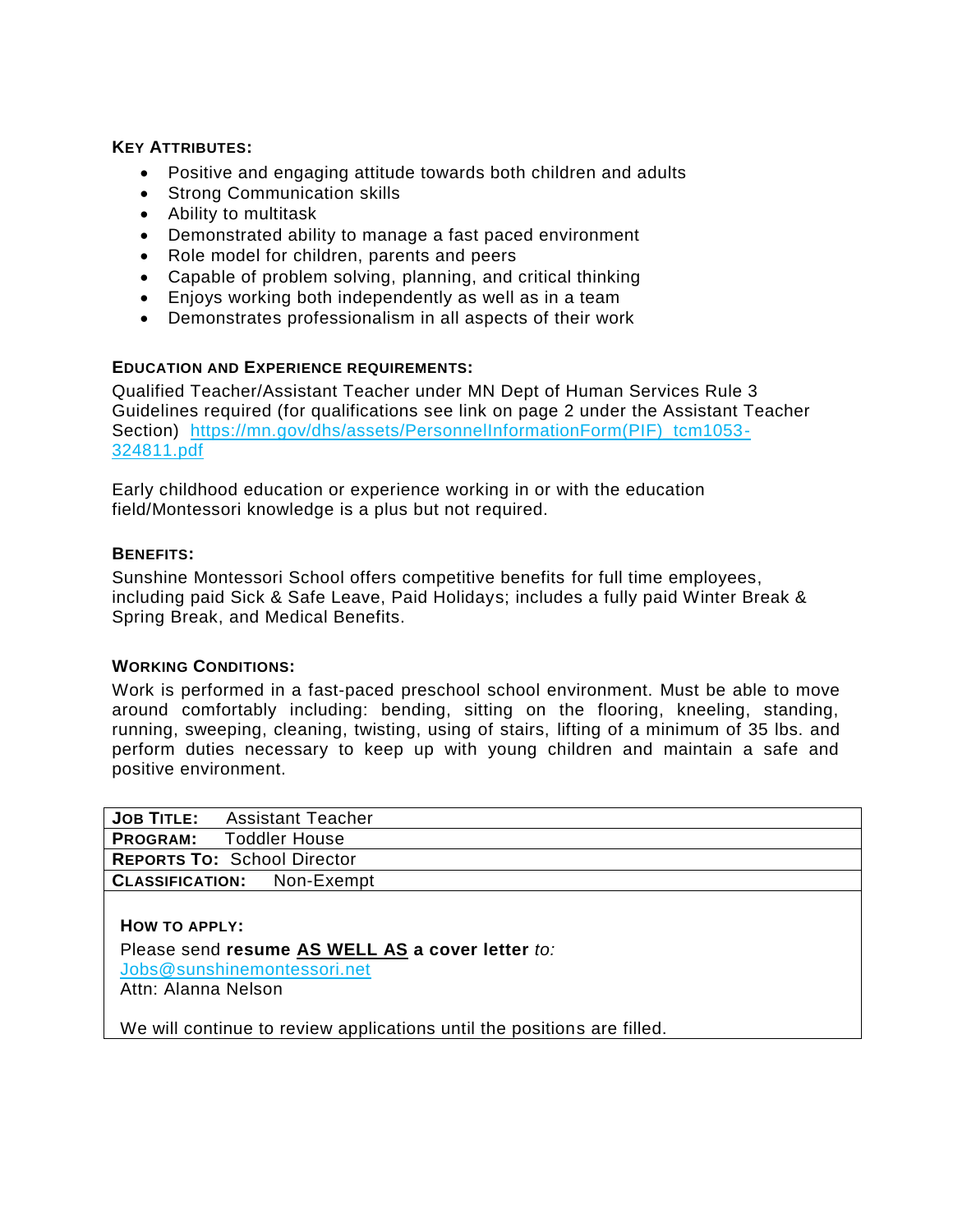**KEY ATTRIBUTES:**

- Positive and engaging attitude towards both children and adults
- Strong Communication skills
- Ability to multitask
- Demonstrated ability to manage a fast paced environment
- Role model for children, parents and peers
- Capable of problem solving, planning, and critical thinking
- Enjoys working both independently as well as in a team
- Demonstrates professionalism in all aspects of their work

**EDUCATION AND EXPERIENCE REQUIREMENTS:**

Qualified Teacher/Assistant Teacher under MN Dept of Human Services Rule 3 Guidelines required (for qualifications see link on page 2 under the Assistant Teacher Section) https://mn.gov/dhs/assets/PersonnelInformationForm(PIF)_tcm1053-324811.pdf

Early childhood education or experience working in or with the education field/Montessori knowledge is a plus but not required.

**BENEFITS:**

Sunshine Montessori School offers competitive benefits for full time employees, including paid Sick & Safe Leave, Paid Holidays; includes a fully paid Winter Break & Spring Break, and Medical Benefits.

**WORKING CONDITIONS:**

Work is performed in a fast-paced preschool school environment. Must be able to move around comfortably including: bending, sitting on the flooring, kneeling, standing, running, sweeping, cleaning, twisting, using of stairs, lifting of a minimum of 35 lbs. and perform duties necessary to keep up with young children and maintain a safe and positive environment.

| | |
|---|---|
| **JOB TITLE:** | Assistant Teacher |
| **PROGRAM:** | Toddler House |
| **REPORTS TO:** | School Director |
| **CLASSIFICATION:** | Non-Exempt |

**HOW TO APPLY:**

Please send **resume <u>AS WELL AS</u> a cover letter** *to:*
Jobs@sunshinemontessori.net
Attn: Alanna Nelson

We will continue to review applications until the positions are filled.